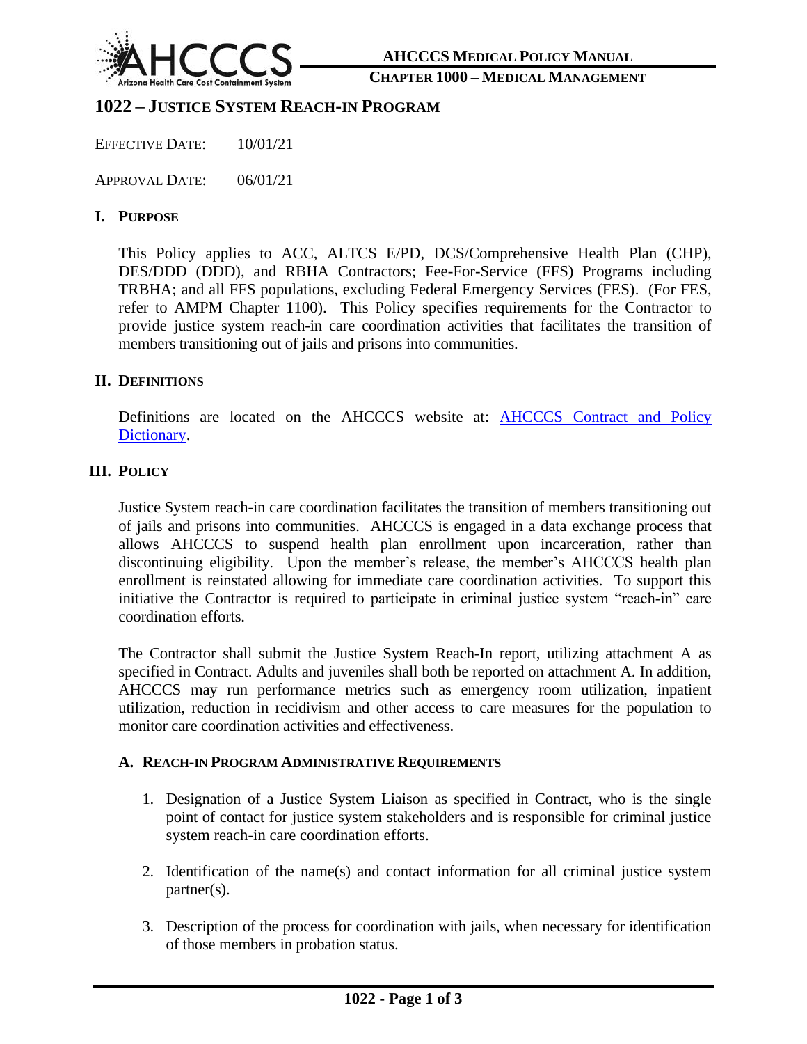# 1022 – Justice System Reach-in Program

Effective Date: 10/01/21

Approval Date: 06/01/21

## I. Purpose

This Policy applies to ACC, ALTCS E/PD, DCS/Comprehensive Health Plan (CHP), DES/DDD (DDD), and RBHA Contractors; Fee-For-Service (FFS) Programs including TRBHA; and all FFS populations, excluding Federal Emergency Services (FES). (For FES, refer to AMPM Chapter 1100). This Policy specifies requirements for the Contractor to provide justice system reach-in care coordination activities that facilitates the transition of members transitioning out of jails and prisons into communities.

## II. Definitions

Definitions are located on the AHCCCS website at: [AHCCCS Contract and Policy Dictionary](AHCCCS Contract and Policy Dictionary).

## III. Policy

Justice System reach-in care coordination facilitates the transition of members transitioning out of jails and prisons into communities. AHCCCS is engaged in a data exchange process that allows AHCCCS to suspend health plan enrollment upon incarceration, rather than discontinuing eligibility. Upon the member's release, the member's AHCCCS health plan enrollment is reinstated allowing for immediate care coordination activities. To support this initiative the Contractor is required to participate in criminal justice system "reach-in" care coordination efforts.

The Contractor shall submit the Justice System Reach-In report, utilizing attachment A as specified in Contract. Adults and juveniles shall both be reported on attachment A. In addition, AHCCCS may run performance metrics such as emergency room utilization, inpatient utilization, reduction in recidivism and other access to care measures for the population to monitor care coordination activities and effectiveness.

### A. Reach-in Program Administrative Requirements

1. Designation of a Justice System Liaison as specified in Contract, who is the single point of contact for justice system stakeholders and is responsible for criminal justice system reach-in care coordination efforts.
2. Identification of the name(s) and contact information for all criminal justice system partner(s).
3. Description of the process for coordination with jails, when necessary for identification of those members in probation status.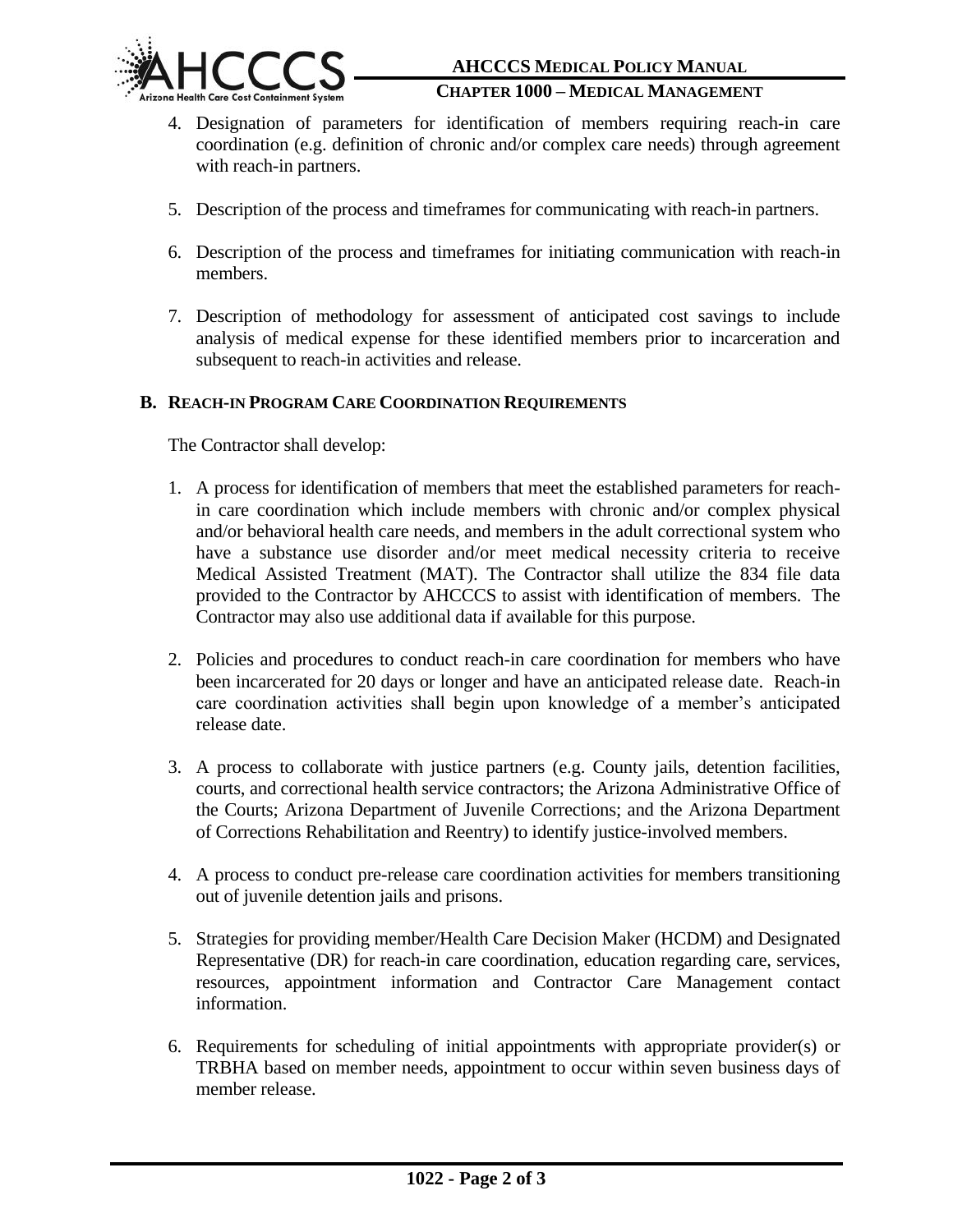4. Designation of parameters for identification of members requiring reach-in care coordination (e.g. definition of chronic and/or complex care needs) through agreement with reach-in partners.

5. Description of the process and timeframes for communicating with reach-in partners.

6. Description of the process and timeframes for initiating communication with reach-in members.

7. Description of methodology for assessment of anticipated cost savings to include analysis of medical expense for these identified members prior to incarceration and subsequent to reach-in activities and release.

### B. REACH-IN PROGRAM CARE COORDINATION REQUIREMENTS

The Contractor shall develop:

1. A process for identification of members that meet the established parameters for reach-in care coordination which include members with chronic and/or complex physical and/or behavioral health care needs, and members in the adult correctional system who have a substance use disorder and/or meet medical necessity criteria to receive Medical Assisted Treatment (MAT). The Contractor shall utilize the 834 file data provided to the Contractor by AHCCCS to assist with identification of members. The Contractor may also use additional data if available for this purpose.

2. Policies and procedures to conduct reach-in care coordination for members who have been incarcerated for 20 days or longer and have an anticipated release date. Reach-in care coordination activities shall begin upon knowledge of a member's anticipated release date.

3. A process to collaborate with justice partners (e.g. County jails, detention facilities, courts, and correctional health service contractors; the Arizona Administrative Office of the Courts; Arizona Department of Juvenile Corrections; and the Arizona Department of Corrections Rehabilitation and Reentry) to identify justice-involved members.

4. A process to conduct pre-release care coordination activities for members transitioning out of juvenile detention jails and prisons.

5. Strategies for providing member/Health Care Decision Maker (HCDM) and Designated Representative (DR) for reach-in care coordination, education regarding care, services, resources, appointment information and Contractor Care Management contact information.

6. Requirements for scheduling of initial appointments with appropriate provider(s) or TRBHA based on member needs, appointment to occur within seven business days of member release.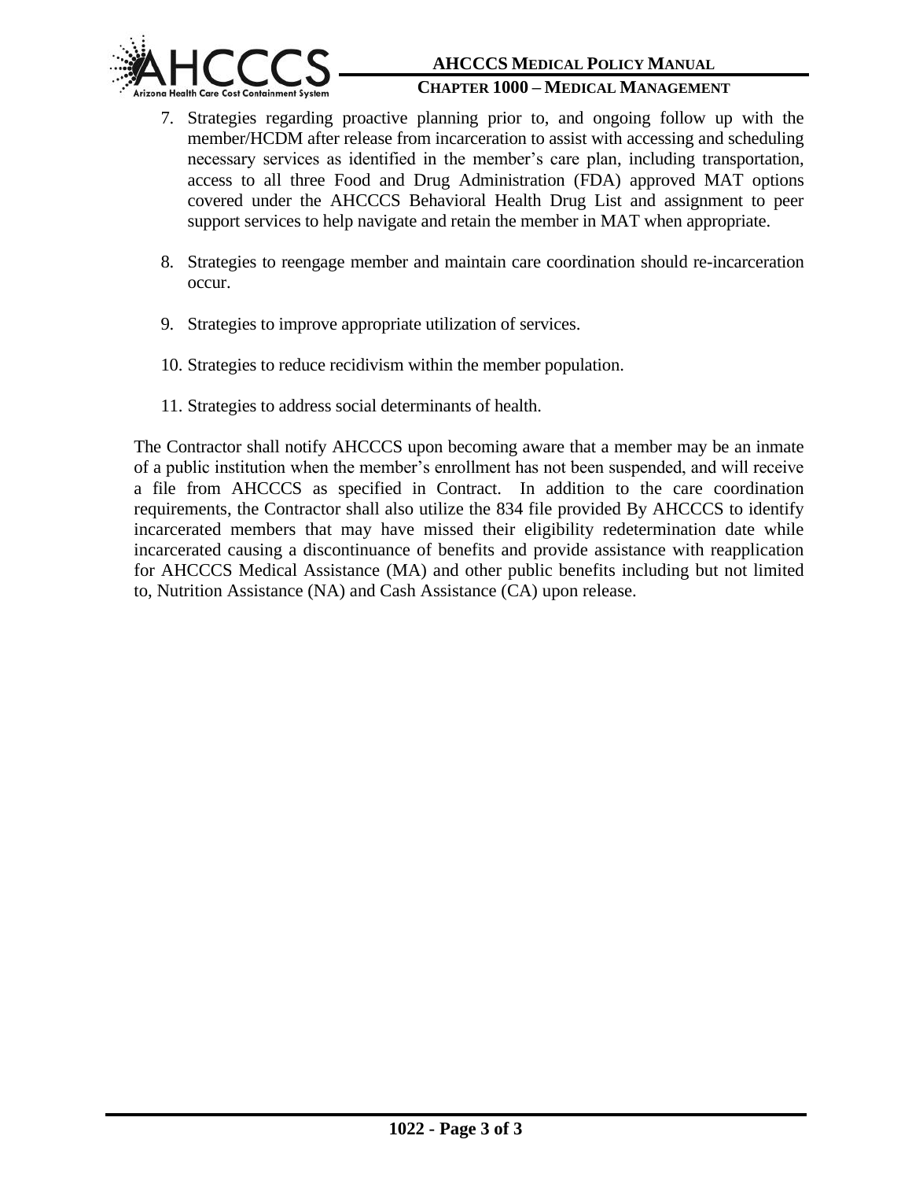7. Strategies regarding proactive planning prior to, and ongoing follow up with the member/HCDM after release from incarceration to assist with accessing and scheduling necessary services as identified in the member's care plan, including transportation, access to all three Food and Drug Administration (FDA) approved MAT options covered under the AHCCCS Behavioral Health Drug List and assignment to peer support services to help navigate and retain the member in MAT when appropriate.

8. Strategies to reengage member and maintain care coordination should re-incarceration occur.

9. Strategies to improve appropriate utilization of services.

10. Strategies to reduce recidivism within the member population.

11. Strategies to address social determinants of health.

The Contractor shall notify AHCCCS upon becoming aware that a member may be an inmate of a public institution when the member's enrollment has not been suspended, and will receive a file from AHCCCS as specified in Contract. In addition to the care coordination requirements, the Contractor shall also utilize the 834 file provided By AHCCCS to identify incarcerated members that may have missed their eligibility redetermination date while incarcerated causing a discontinuance of benefits and provide assistance with reapplication for AHCCCS Medical Assistance (MA) and other public benefits including but not limited to, Nutrition Assistance (NA) and Cash Assistance (CA) upon release.